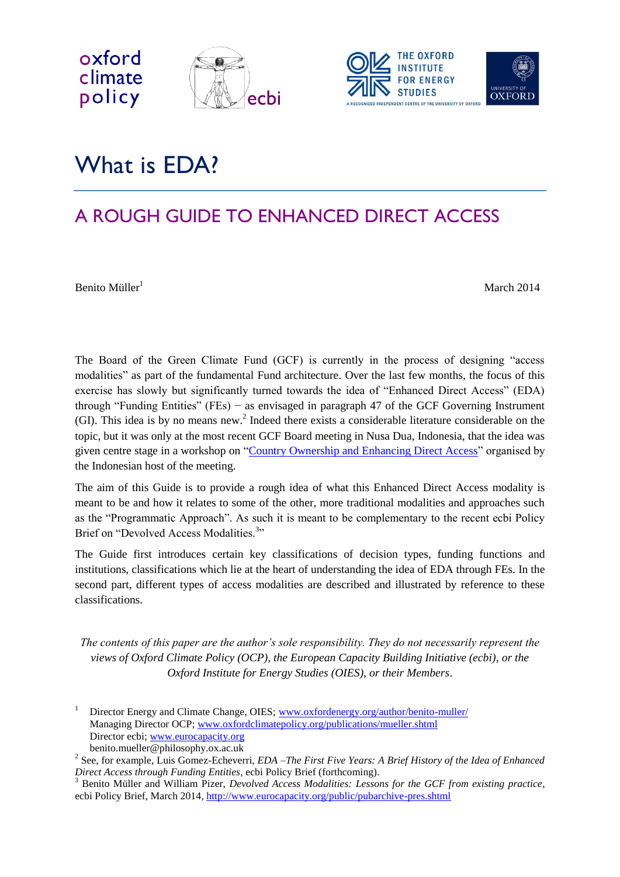# What is EDA?

## A ROUGH GUIDE TO ENHANCED DIRECT ACCESS

Benito Müller[1]

March 2014

The Board of the Green Climate Fund (GCF) is currently in the process of designing "access modalities" as part of the fundamental Fund architecture. Over the last few months, the focus of this exercise has slowly but significantly turned towards the idea of "Enhanced Direct Access" (EDA) through "Funding Entities" (FEs) − as envisaged in paragraph 47 of the GCF Governing Instrument (GI). This idea is by no means new.[2] Indeed there exists a considerable literature considerable on the topic, but it was only at the most recent GCF Board meeting in Nusa Dua, Indonesia, that the idea was given centre stage in a workshop on "Country Ownership and Enhancing Direct Access" organised by the Indonesian host of the meeting.

The aim of this Guide is to provide a rough idea of what this Enhanced Direct Access modality is meant to be and how it relates to some of the other, more traditional modalities and approaches such as the "Programmatic Approach". As such it is meant to be complementary to the recent ecbi Policy Brief on "Devolved Access Modalities.[3]"

The Guide first introduces certain key classifications of decision types, funding functions and institutions, classifications which lie at the heart of understanding the idea of EDA through FEs. In the second part, different types of access modalities are described and illustrated by reference to these classifications.

*The contents of this paper are the author's sole responsibility. They do not necessarily represent the views of Oxford Climate Policy (OCP), the European Capacity Building Initiative (ecbi), or the Oxford Institute for Energy Studies (OIES), or their Members.*

---

[1] Director Energy and Climate Change, OIES; www.oxfordenergy.org/author/benito-muller/
Managing Director OCP; www.oxfordclimatepolicy.org/publications/mueller.shtml
Director ecbi; www.eurocapacity.org
benito.mueller@philosophy.ox.ac.uk

[2] See, for example, Luis Gomez-Echeverri, *EDA –The First Five Years: A Brief History of the Idea of Enhanced Direct Access through Funding Entities*, ecbi Policy Brief (forthcoming).

[3] Benito Müller and William Pizer, *Devolved Access Modalities: Lessons for the GCF from existing practice*, ecbi Policy Brief, March 2014, http://www.eurocapacity.org/public/pubarchive-pres.shtml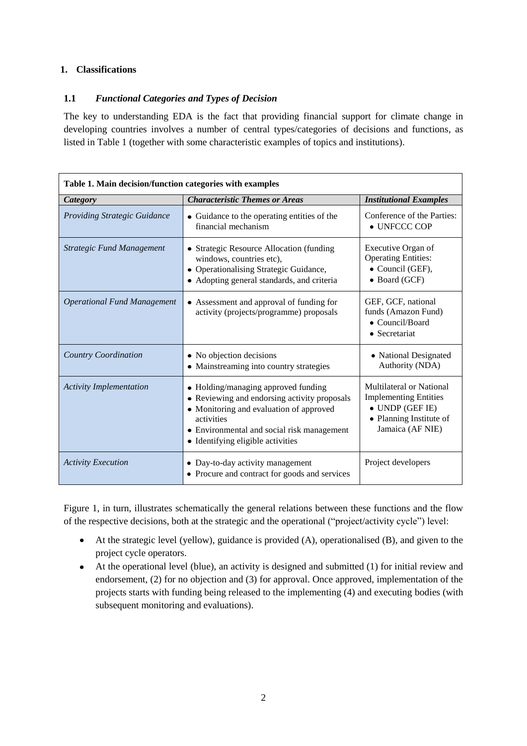## 1. Classifications

### 1.1 *Functional Categories and Types of Decision*

The key to understanding EDA is the fact that providing financial support for climate change in developing countries involves a number of central types/categories of decisions and functions, as listed in Table 1 (together with some characteristic examples of topics and institutions).

**Table 1. Main decision/function categories with examples**

| *Category* | *Characteristic Themes or Areas* | *Institutional Examples* |
|---|---|---|
| *Providing Strategic Guidance* | • Guidance to the operating entities of the financial mechanism | Conference of the Parties: • UNFCCC COP |
| *Strategic Fund Management* | • Strategic Resource Allocation (funding windows, countries etc), • Operationalising Strategic Guidance, • Adopting general standards, and criteria | Executive Organ of Operating Entities: • Council (GEF), • Board (GCF) |
| *Operational Fund Management* | • Assessment and approval of funding for activity (projects/programme) proposals | GEF, GCF, national funds (Amazon Fund) • Council/Board • Secretariat |
| *Country Coordination* | • No objection decisions • Mainstreaming into country strategies | • National Designated Authority (NDA) |
| *Activity Implementation* | • Holding/managing approved funding • Reviewing and endorsing activity proposals • Monitoring and evaluation of approved activities • Environmental and social risk management • Identifying eligible activities | Multilateral or National Implementing Entities • UNDP (GEF IE) • Planning Institute of Jamaica (AF NIE) |
| *Activity Execution* | • Day-to-day activity management • Procure and contract for goods and services | Project developers |

Figure 1, in turn, illustrates schematically the general relations between these functions and the flow of the respective decisions, both at the strategic and the operational ("project/activity cycle") level:

- At the strategic level (yellow), guidance is provided (A), operationalised (B), and given to the project cycle operators.
- At the operational level (blue), an activity is designed and submitted (1) for initial review and endorsement, (2) for no objection and (3) for approval. Once approved, implementation of the projects starts with funding being released to the implementing (4) and executing bodies (with subsequent monitoring and evaluations).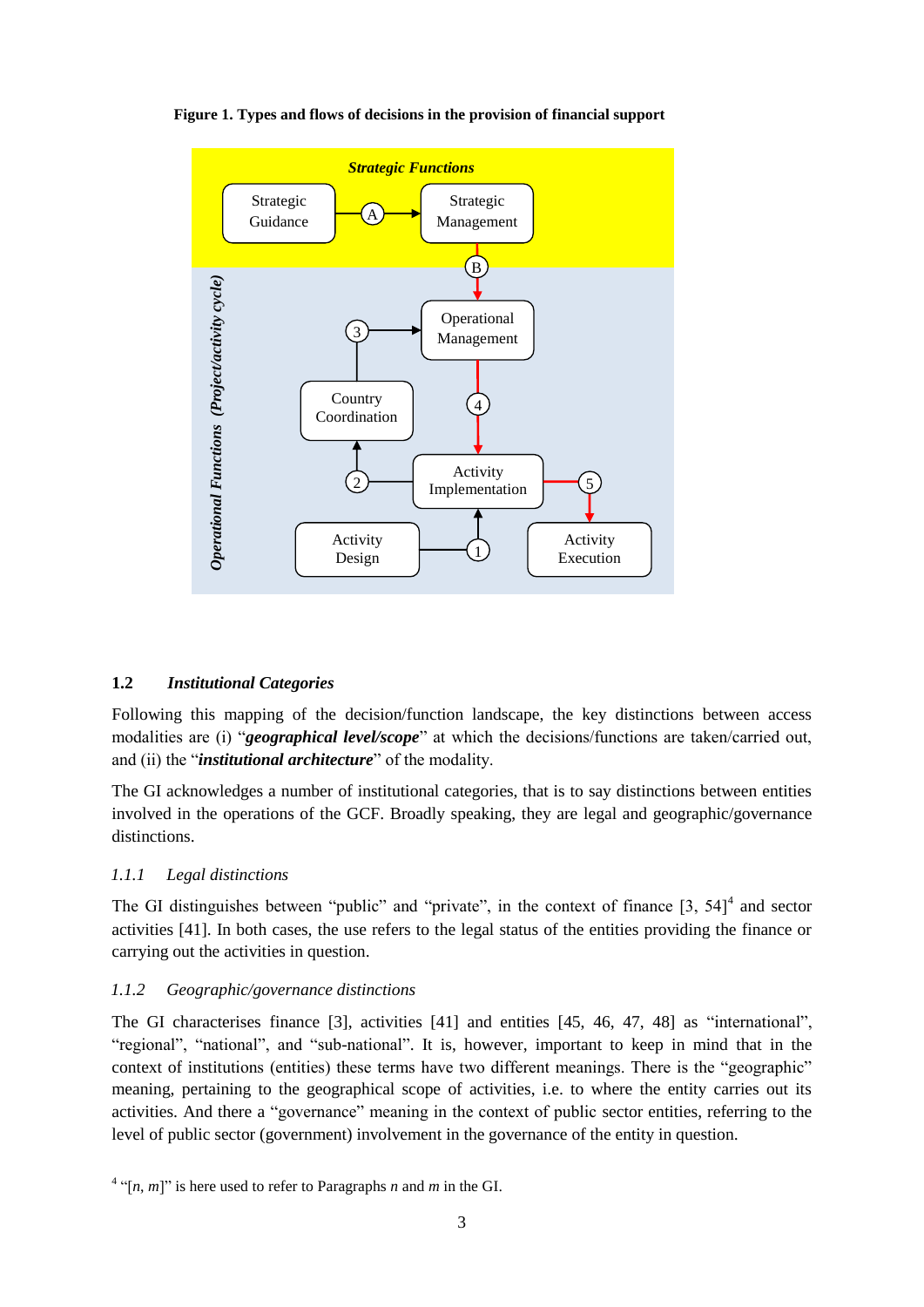**Figure 1. Types and flows of decisions in the provision of financial support**

### 1.2 *Institutional Categories*

Following this mapping of the decision/function landscape, the key distinctions between access modalities are (i) "***geographical level/scope***" at which the decisions/functions are taken/carried out, and (ii) the "***institutional architecture***" of the modality.

The GI acknowledges a number of institutional categories, that is to say distinctions between entities involved in the operations of the GCF. Broadly speaking, they are legal and geographic/governance distinctions.

#### *1.1.1 Legal distinctions*

The GI distinguishes between "public" and "private", in the context of finance [3, 54][4] and sector activities [41]. In both cases, the use refers to the legal status of the entities providing the finance or carrying out the activities in question.

#### *1.1.2 Geographic/governance distinctions*

The GI characterises finance [3], activities [41] and entities [45, 46, 47, 48] as "international", "regional", "national", and "sub-national". It is, however, important to keep in mind that in the context of institutions (entities) these terms have two different meanings. There is the "geographic" meaning, pertaining to the geographical scope of activities, i.e. to where the entity carries out its activities. And there a "governance" meaning in the context of public sector entities, referring to the level of public sector (government) involvement in the governance of the entity in question.

[4] "[*n*, *m*]" is here used to refer to Paragraphs *n* and *m* in the GI.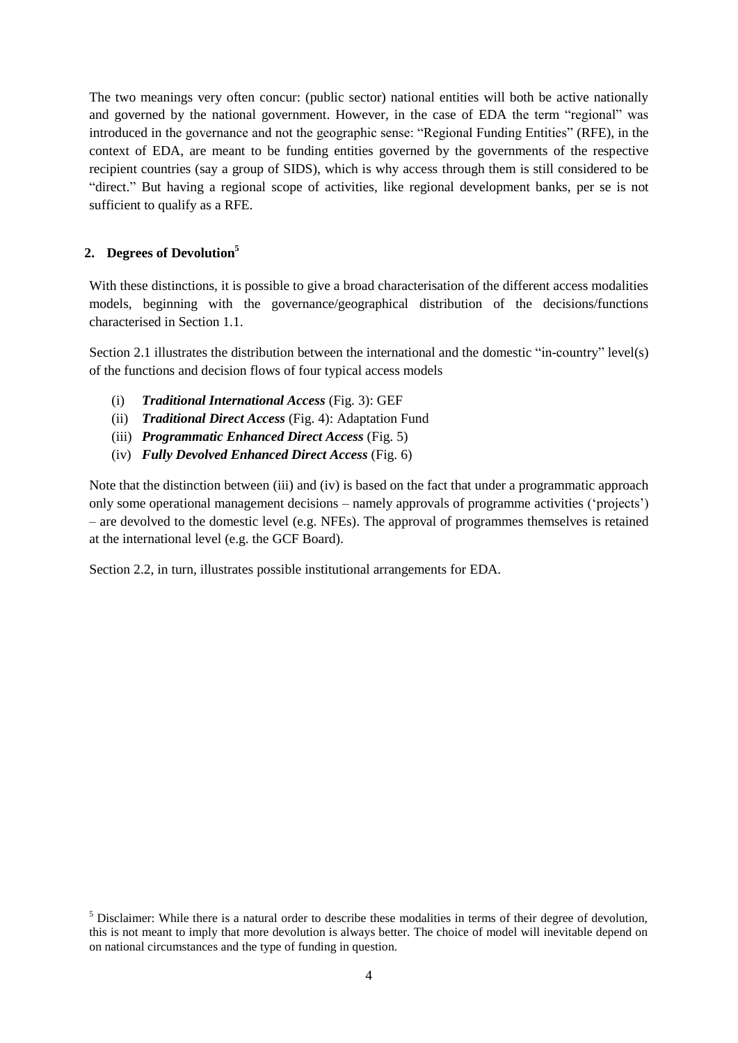The two meanings very often concur: (public sector) national entities will both be active nationally and governed by the national government. However, in the case of EDA the term "regional" was introduced in the governance and not the geographic sense: "Regional Funding Entities" (RFE), in the context of EDA, are meant to be funding entities governed by the governments of the respective recipient countries (say a group of SIDS), which is why access through them is still considered to be "direct." But having a regional scope of activities, like regional development banks, per se is not sufficient to qualify as a RFE.

## 2. Degrees of Devolution[5]

With these distinctions, it is possible to give a broad characterisation of the different access modalities models, beginning with the governance/geographical distribution of the decisions/functions characterised in Section 1.1.

Section 2.1 illustrates the distribution between the international and the domestic "in-country" level(s) of the functions and decision flows of four typical access models

(i) ***Traditional International Access*** (Fig. 3): GEF
(ii) ***Traditional Direct Access*** (Fig. 4): Adaptation Fund
(iii) ***Programmatic Enhanced Direct Access*** (Fig. 5)
(iv) ***Fully Devolved Enhanced Direct Access*** (Fig. 6)

Note that the distinction between (iii) and (iv) is based on the fact that under a programmatic approach only some operational management decisions – namely approvals of programme activities ('projects') – are devolved to the domestic level (e.g. NFEs). The approval of programmes themselves is retained at the international level (e.g. the GCF Board).

Section 2.2, in turn, illustrates possible institutional arrangements for EDA.

[5] Disclaimer: While there is a natural order to describe these modalities in terms of their degree of devolution, this is not meant to imply that more devolution is always better. The choice of model will inevitable depend on on national circumstances and the type of funding in question.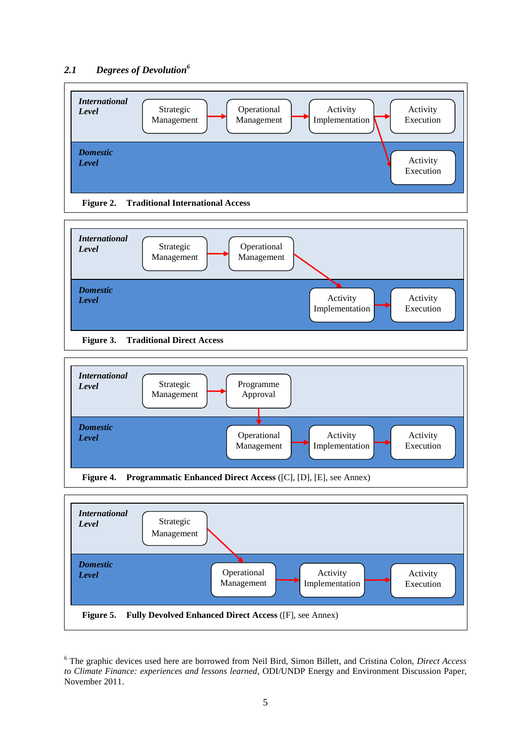## *2.1 Degrees of Devolution*[6]

*International Level*: Strategic Management → Operational Management → Activity Implementation → Activity Execution

*Domestic Level*: Activity Execution

**Figure 2. Traditional International Access**

*International Level*: Strategic Management → Operational Management

*Domestic Level*: Activity Implementation → Activity Execution

**Figure 3. Traditional Direct Access**

*International Level*: Strategic Management → Programme Approval

*Domestic Level*: Operational Management → Activity Implementation → Activity Execution

**Figure 4. Programmatic Enhanced Direct Access** ([C], [D], [E], see Annex)

*International Level*: Strategic Management

*Domestic Level*: Operational Management → Activity Implementation → Activity Execution

**Figure 5. Fully Devolved Enhanced Direct Access** ([F], see Annex)

[6] The graphic devices used here are borrowed from Neil Bird, Simon Billett, and Cristina Colon, *Direct Access to Climate Finance: experiences and lessons learned*, ODI/UNDP Energy and Environment Discussion Paper, November 2011.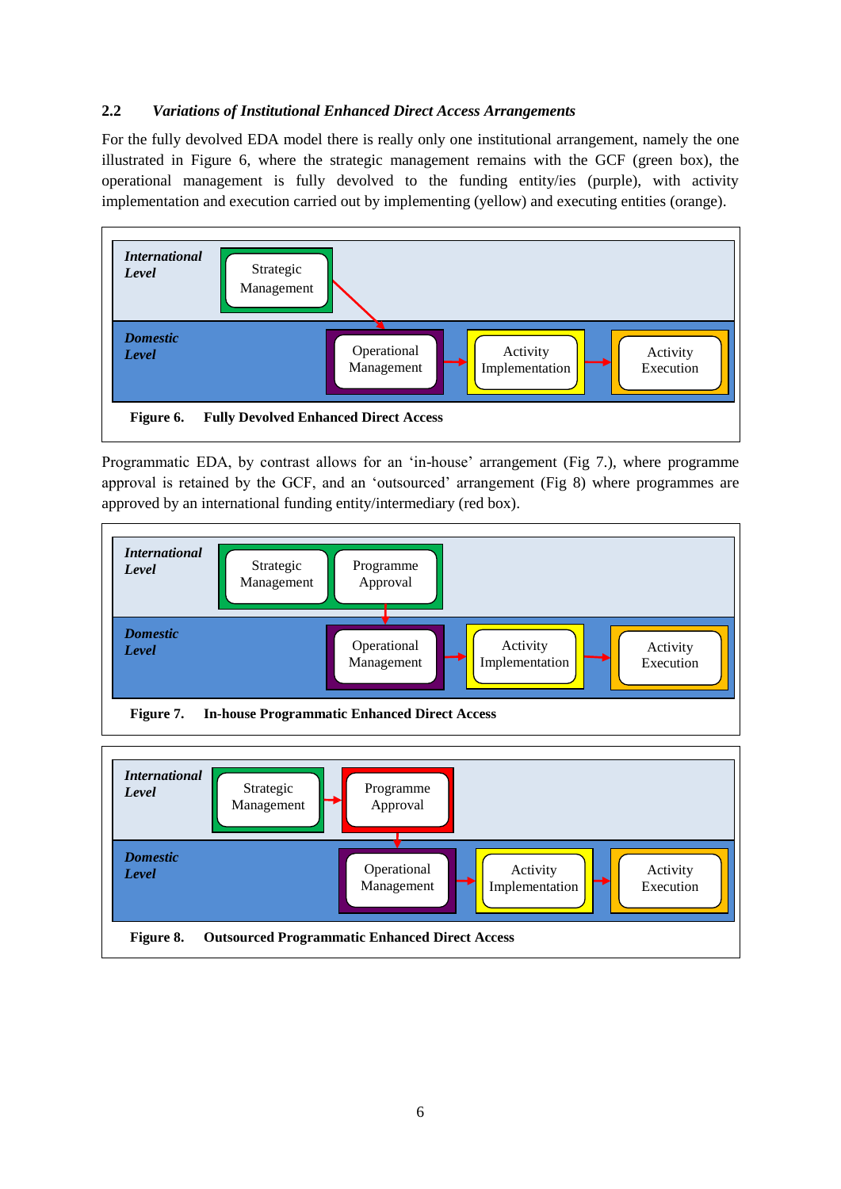## 2.2 *Variations of Institutional Enhanced Direct Access Arrangements*

For the fully devolved EDA model there is really only one institutional arrangement, namely the one illustrated in Figure 6, where the strategic management remains with the GCF (green box), the operational management is fully devolved to the funding entity/ies (purple), with activity implementation and execution carried out by implementing (yellow) and executing entities (orange).

***International Level***: Strategic Management

***Domestic Level***: Operational Management → Activity Implementation → Activity Execution

**Figure 6. Fully Devolved Enhanced Direct Access**

Programmatic EDA, by contrast allows for an 'in-house' arrangement (Fig 7.), where programme approval is retained by the GCF, and an 'outsourced' arrangement (Fig 8) where programmes are approved by an international funding entity/intermediary (red box).

***International Level***: Strategic Management | Programme Approval

***Domestic Level***: Operational Management → Activity Implementation → Activity Execution

**Figure 7. In-house Programmatic Enhanced Direct Access**

***International Level***: Strategic Management → Programme Approval

***Domestic Level***: Operational Management → Activity Implementation → Activity Execution

**Figure 8. Outsourced Programmatic Enhanced Direct Access**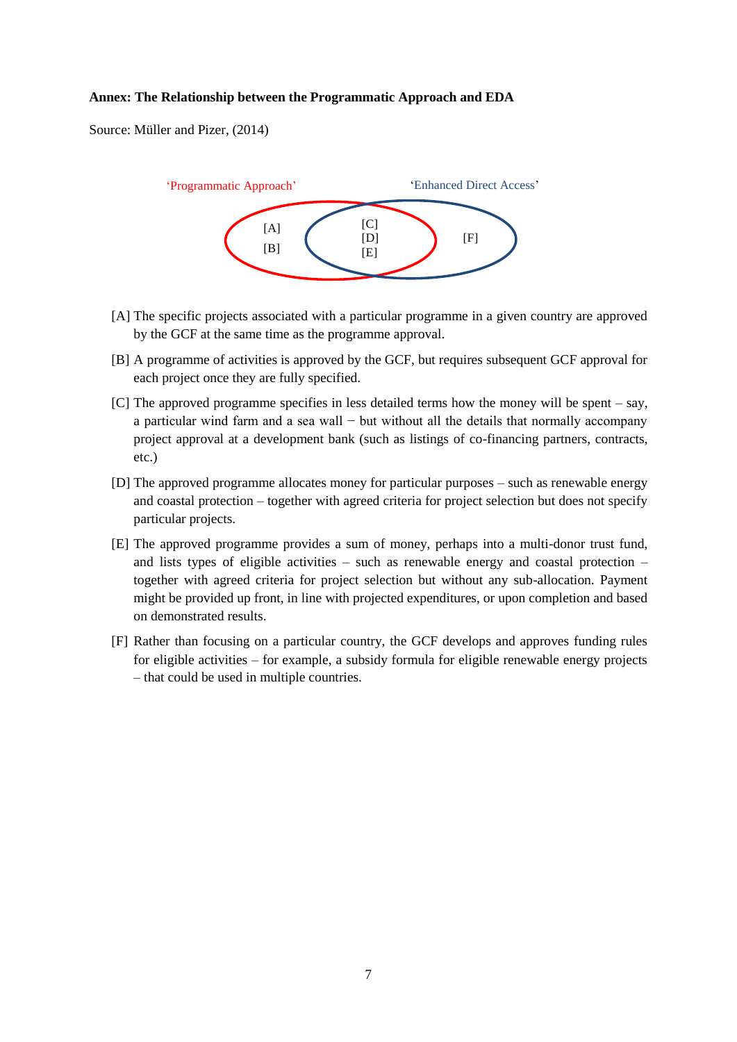**Annex: The Relationship between the Programmatic Approach and EDA**

Source: Müller and Pizer, (2014)

'Programmatic Approach'

'Enhanced Direct Access'

[A]
[B]

[C]
[D]
[E]

[F]

[A] The specific projects associated with a particular programme in a given country are approved by the GCF at the same time as the programme approval.

[B] A programme of activities is approved by the GCF, but requires subsequent GCF approval for each project once they are fully specified.

[C] The approved programme specifies in less detailed terms how the money will be spent – say, a particular wind farm and a sea wall − but without all the details that normally accompany project approval at a development bank (such as listings of co-financing partners, contracts, etc.)

[D] The approved programme allocates money for particular purposes – such as renewable energy and coastal protection – together with agreed criteria for project selection but does not specify particular projects.

[E] The approved programme provides a sum of money, perhaps into a multi-donor trust fund, and lists types of eligible activities – such as renewable energy and coastal protection – together with agreed criteria for project selection but without any sub-allocation. Payment might be provided up front, in line with projected expenditures, or upon completion and based on demonstrated results.

[F] Rather than focusing on a particular country, the GCF develops and approves funding rules for eligible activities – for example, a subsidy formula for eligible renewable energy projects – that could be used in multiple countries.